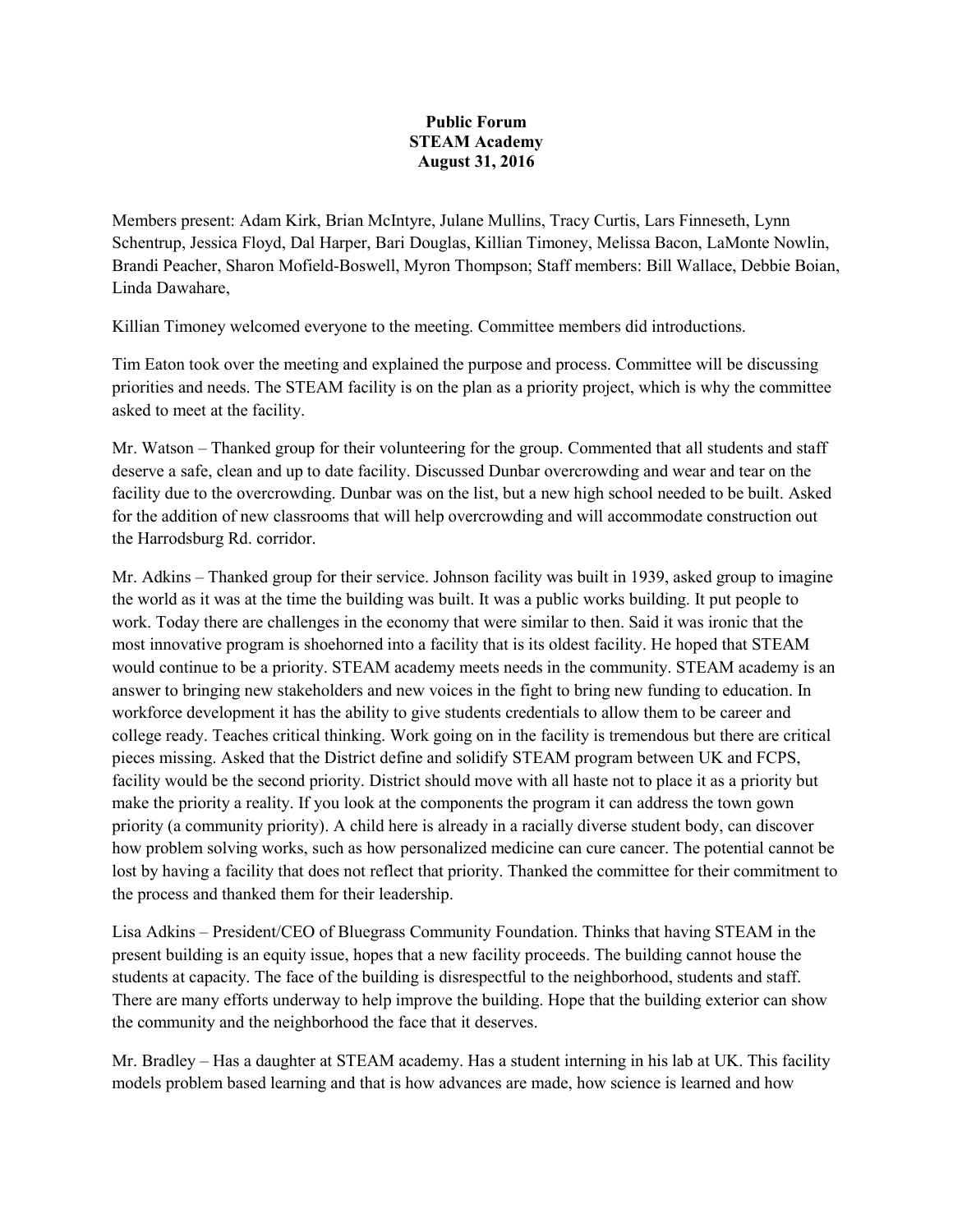**Public Forum**
**STEAM Academy**
**August 31, 2016**

Members present: Adam Kirk, Brian McIntyre, Julane Mullins, Tracy Curtis, Lars Finneseth, Lynn Schentrup, Jessica Floyd, Dal Harper, Bari Douglas, Killian Timoney, Melissa Bacon, LaMonte Nowlin, Brandi Peacher, Sharon Mofield-Boswell, Myron Thompson; Staff members: Bill Wallace, Debbie Boian, Linda Dawahare,

Killian Timoney welcomed everyone to the meeting. Committee members did introductions.

Tim Eaton took over the meeting and explained the purpose and process. Committee will be discussing priorities and needs. The STEAM facility is on the plan as a priority project, which is why the committee asked to meet at the facility.

Mr. Watson – Thanked group for their volunteering for the group. Commented that all students and staff deserve a safe, clean and up to date facility. Discussed Dunbar overcrowding and wear and tear on the facility due to the overcrowding. Dunbar was on the list, but a new high school needed to be built. Asked for the addition of new classrooms that will help overcrowding and will accommodate construction out the Harrodsburg Rd. corridor.

Mr. Adkins – Thanked group for their service. Johnson facility was built in 1939, asked group to imagine the world as it was at the time the building was built. It was a public works building. It put people to work. Today there are challenges in the economy that were similar to then. Said it was ironic that the most innovative program is shoehorned into a facility that is its oldest facility. He hoped that STEAM would continue to be a priority. STEAM academy meets needs in the community. STEAM academy is an answer to bringing new stakeholders and new voices in the fight to bring new funding to education. In workforce development it has the ability to give students credentials to allow them to be career and college ready. Teaches critical thinking. Work going on in the facility is tremendous but there are critical pieces missing. Asked that the District define and solidify STEAM program between UK and FCPS, facility would be the second priority. District should move with all haste not to place it as a priority but make the priority a reality. If you look at the components the program it can address the town gown priority (a community priority). A child here is already in a racially diverse student body, can discover how problem solving works, such as how personalized medicine can cure cancer. The potential cannot be lost by having a facility that does not reflect that priority. Thanked the committee for their commitment to the process and thanked them for their leadership.

Lisa Adkins – President/CEO of Bluegrass Community Foundation. Thinks that having STEAM in the present building is an equity issue, hopes that a new facility proceeds. The building cannot house the students at capacity. The face of the building is disrespectful to the neighborhood, students and staff. There are many efforts underway to help improve the building. Hope that the building exterior can show the community and the neighborhood the face that it deserves.

Mr. Bradley – Has a daughter at STEAM academy. Has a student interning in his lab at UK. This facility models problem based learning and that is how advances are made, how science is learned and how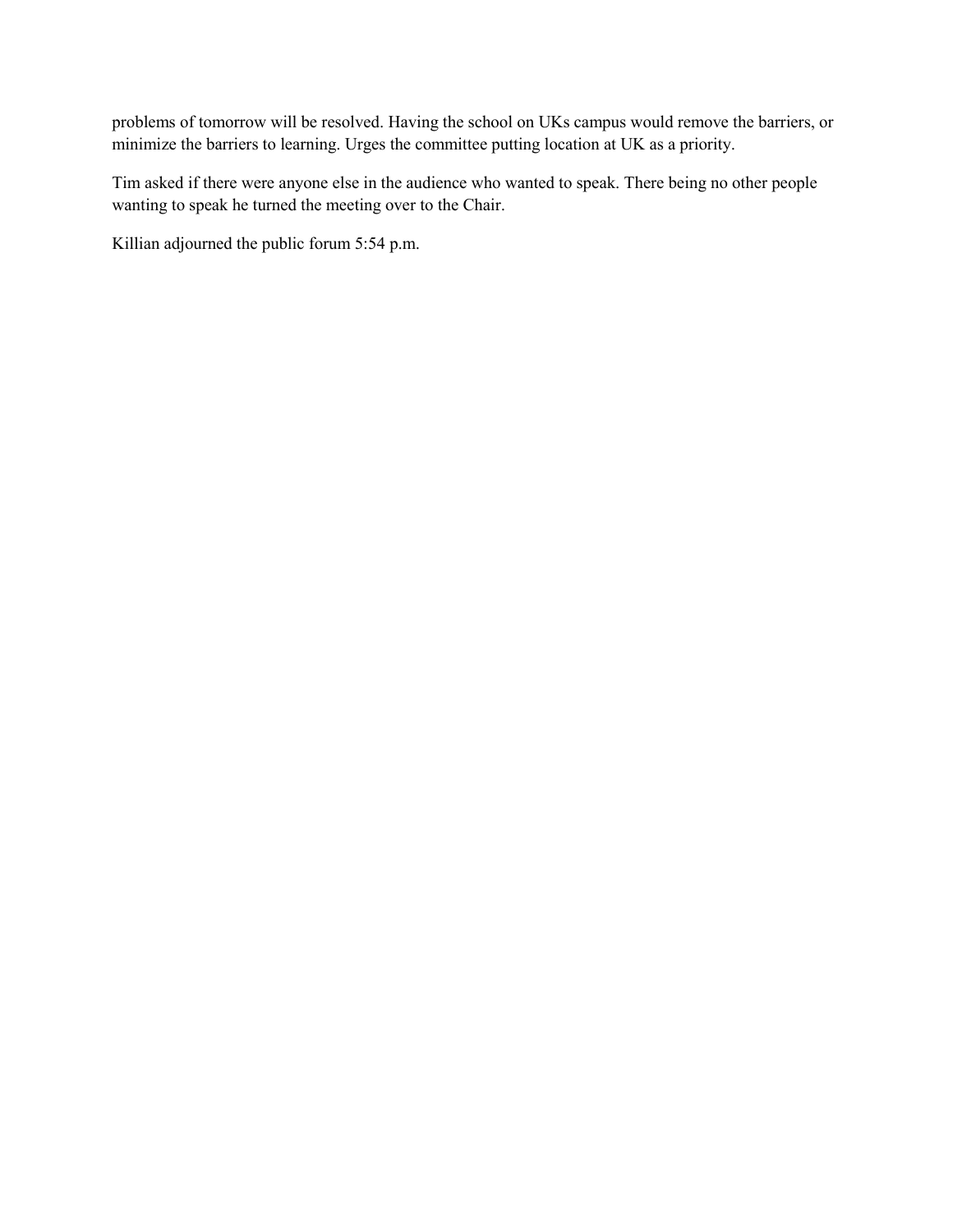problems of tomorrow will be resolved. Having the school on UKs campus would remove the barriers, or minimize the barriers to learning. Urges the committee putting location at UK as a priority.

Tim asked if there were anyone else in the audience who wanted to speak. There being no other people wanting to speak he turned the meeting over to the Chair.

Killian adjourned the public forum 5:54 p.m.